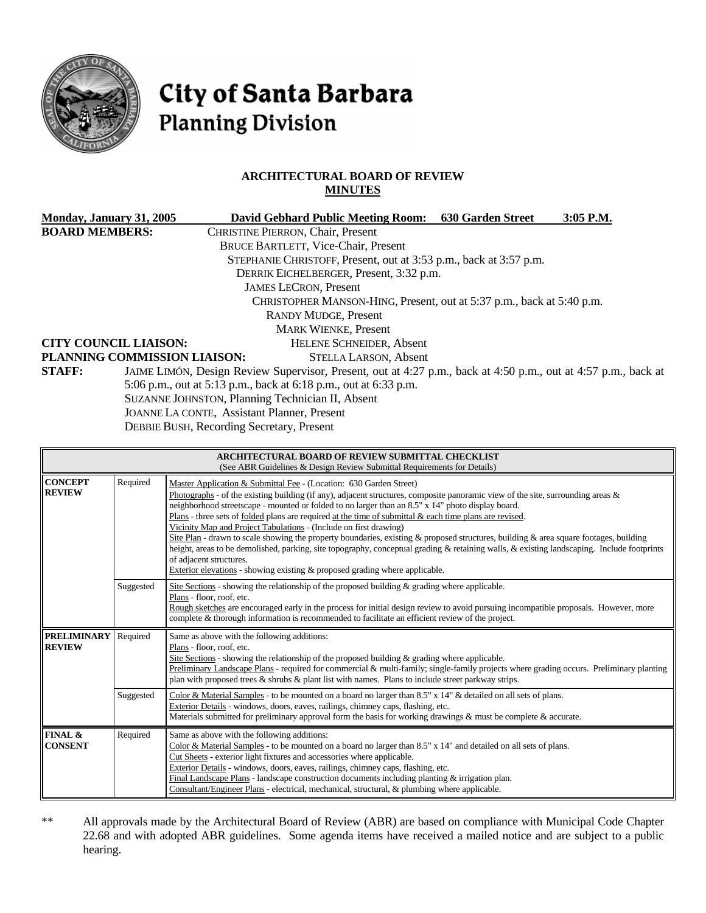# City of Santa Barbara
## Planning Division

### ARCHITECTURAL BOARD OF REVIEW
### MINUTES

**Monday, January 31, 2005** **David Gebhard Public Meeting Room: 630 Garden Street 3:05 P.M.**

**BOARD MEMBERS:**
CHRISTINE PIERRON, Chair, Present
BRUCE BARTLETT, Vice-Chair, Present
STEPHANIE CHRISTOFF, Present, out at 3:53 p.m., back at 3:57 p.m.
DERRIK EICHELBERGER, Present, 3:32 p.m.
JAMES LECRON, Present
CHRISTOPHER MANSON-HING, Present, out at 5:37 p.m., back at 5:40 p.m.
RANDY MUDGE, Present
MARK WIENKE, Present

**CITY COUNCIL LIAISON:** HELENE SCHNEIDER, Absent

**PLANNING COMMISSION LIAISON:** STELLA LARSON, Absent

**STAFF:**
JAIME LIMÓN, Design Review Supervisor, Present, out at 4:27 p.m., back at 4:50 p.m., out at 4:57 p.m., back at 5:06 p.m., out at 5:13 p.m., back at 6:18 p.m., out at 6:33 p.m.
SUZANNE JOHNSTON, Planning Technician II, Absent
JOANNE LA CONTE, Assistant Planner, Present
DEBBIE BUSH, Recording Secretary, Present

| ARCHITECTURAL BOARD OF REVIEW SUBMITTAL CHECKLIST (See ABR Guidelines & Design Review Submittal Requirements for Details) | | |
|---|---|---|
| **CONCEPT REVIEW** | Required | Master Application & Submittal Fee - (Location: 630 Garden Street)<br>Photographs - of the existing building (if any), adjacent structures, composite panoramic view of the site, surrounding areas & neighborhood streetscape - mounted or folded to no larger than an 8.5" x 14" photo display board.<br>Plans - three sets of folded plans are required at the time of submittal & each time plans are revised.<br>Vicinity Map and Project Tabulations - (Include on first drawing)<br>Site Plan - drawn to scale showing the property boundaries, existing & proposed structures, building & area square footages, building height, areas to be demolished, parking, site topography, conceptual grading & retaining walls, & existing landscaping. Include footprints of adjacent structures.<br>Exterior elevations - showing existing & proposed grading where applicable. |
| | Suggested | Site Sections - showing the relationship of the proposed building & grading where applicable.<br>Plans - floor, roof, etc.<br>Rough sketches are encouraged early in the process for initial design review to avoid pursuing incompatible proposals. However, more complete & thorough information is recommended to facilitate an efficient review of the project. |
| **PRELIMINARY REVIEW** | Required | Same as above with the following additions:<br>Plans - floor, roof, etc.<br>Site Sections - showing the relationship of the proposed building & grading where applicable.<br>Preliminary Landscape Plans - required for commercial & multi-family; single-family projects where grading occurs. Preliminary planting plan with proposed trees & shrubs & plant list with names. Plans to include street parkway strips. |
| | Suggested | Color & Material Samples - to be mounted on a board no larger than 8.5" x 14" & detailed on all sets of plans.<br>Exterior Details - windows, doors, eaves, railings, chimney caps, flashing, etc.<br>Materials submitted for preliminary approval form the basis for working drawings & must be complete & accurate. |
| **FINAL & CONSENT** | Required | Same as above with the following additions:<br>Color & Material Samples - to be mounted on a board no larger than 8.5" x 14" and detailed on all sets of plans.<br>Cut Sheets - exterior light fixtures and accessories where applicable.<br>Exterior Details - windows, doors, eaves, railings, chimney caps, flashing, etc.<br>Final Landscape Plans - landscape construction documents including planting & irrigation plan.<br>Consultant/Engineer Plans - electrical, mechanical, structural, & plumbing where applicable. |

** All approvals made by the Architectural Board of Review (ABR) are based on compliance with Municipal Code Chapter 22.68 and with adopted ABR guidelines. Some agenda items have received a mailed notice and are subject to a public hearing.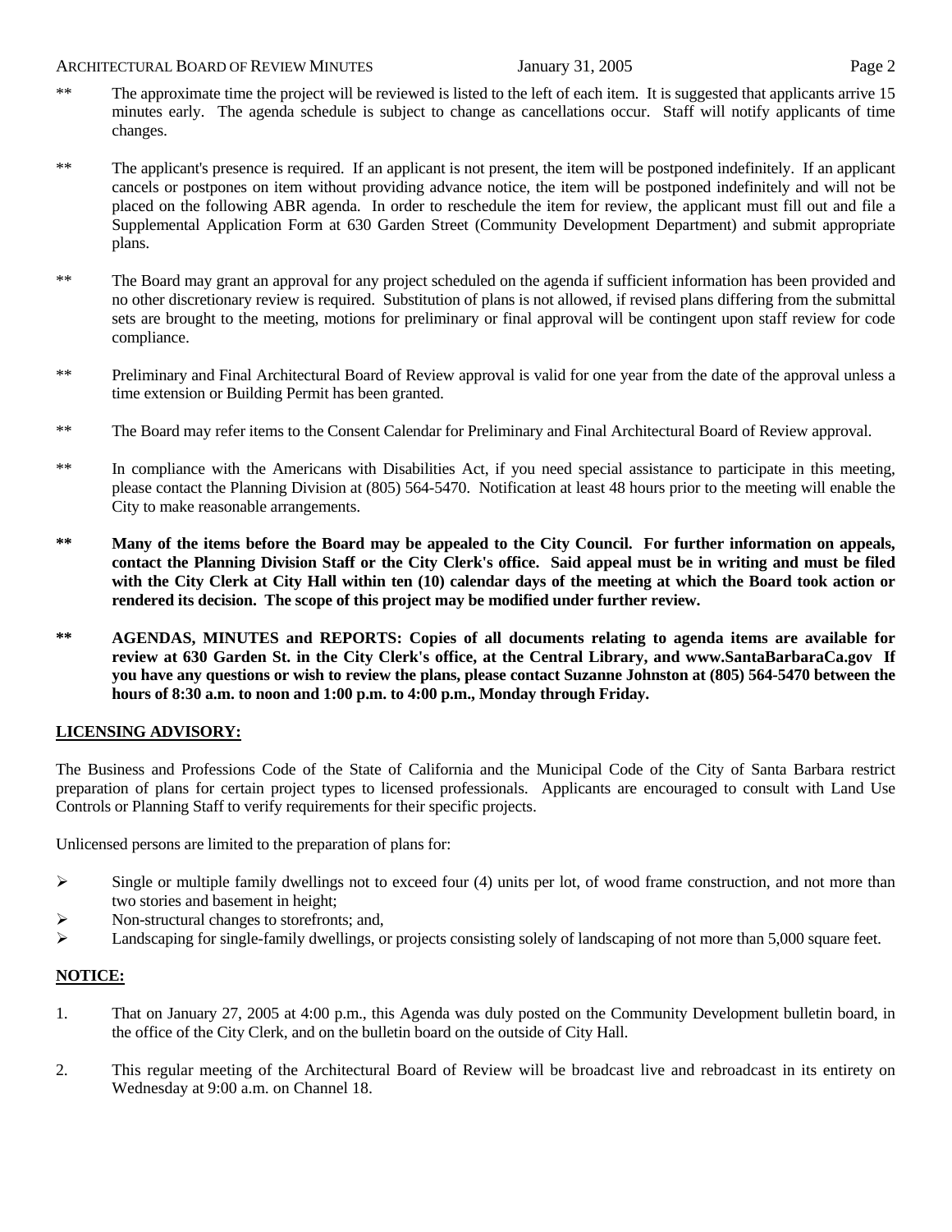** The approximate time the project will be reviewed is listed to the left of each item. It is suggested that applicants arrive 15 minutes early. The agenda schedule is subject to change as cancellations occur. Staff will notify applicants of time changes.

** The applicant's presence is required. If an applicant is not present, the item will be postponed indefinitely. If an applicant cancels or postpones on item without providing advance notice, the item will be postponed indefinitely and will not be placed on the following ABR agenda. In order to reschedule the item for review, the applicant must fill out and file a Supplemental Application Form at 630 Garden Street (Community Development Department) and submit appropriate plans.

** The Board may grant an approval for any project scheduled on the agenda if sufficient information has been provided and no other discretionary review is required. Substitution of plans is not allowed, if revised plans differing from the submittal sets are brought to the meeting, motions for preliminary or final approval will be contingent upon staff review for code compliance.

** Preliminary and Final Architectural Board of Review approval is valid for one year from the date of the approval unless a time extension or Building Permit has been granted.

** The Board may refer items to the Consent Calendar for Preliminary and Final Architectural Board of Review approval.

** In compliance with the Americans with Disabilities Act, if you need special assistance to participate in this meeting, please contact the Planning Division at (805) 564-5470. Notification at least 48 hours prior to the meeting will enable the City to make reasonable arrangements.

**\*\* Many of the items before the Board may be appealed to the City Council. For further information on appeals, contact the Planning Division Staff or the City Clerk's office. Said appeal must be in writing and must be filed with the City Clerk at City Hall within ten (10) calendar days of the meeting at which the Board took action or rendered its decision. The scope of this project may be modified under further review.**

**\*\* AGENDAS, MINUTES and REPORTS: Copies of all documents relating to agenda items are available for review at 630 Garden St. in the City Clerk's office, at the Central Library, and www.SantaBarbaraCa.gov If you have any questions or wish to review the plans, please contact Suzanne Johnston at (805) 564-5470 between the hours of 8:30 a.m. to noon and 1:00 p.m. to 4:00 p.m., Monday through Friday.**

## LICENSING ADVISORY:

The Business and Professions Code of the State of California and the Municipal Code of the City of Santa Barbara restrict preparation of plans for certain project types to licensed professionals. Applicants are encouraged to consult with Land Use Controls or Planning Staff to verify requirements for their specific projects.

Unlicensed persons are limited to the preparation of plans for:

- Single or multiple family dwellings not to exceed four (4) units per lot, of wood frame construction, and not more than two stories and basement in height;
- Non-structural changes to storefronts; and,
- Landscaping for single-family dwellings, or projects consisting solely of landscaping of not more than 5,000 square feet.

## NOTICE:

1. That on January 27, 2005 at 4:00 p.m., this Agenda was duly posted on the Community Development bulletin board, in the office of the City Clerk, and on the bulletin board on the outside of City Hall.
2. This regular meeting of the Architectural Board of Review will be broadcast live and rebroadcast in its entirety on Wednesday at 9:00 a.m. on Channel 18.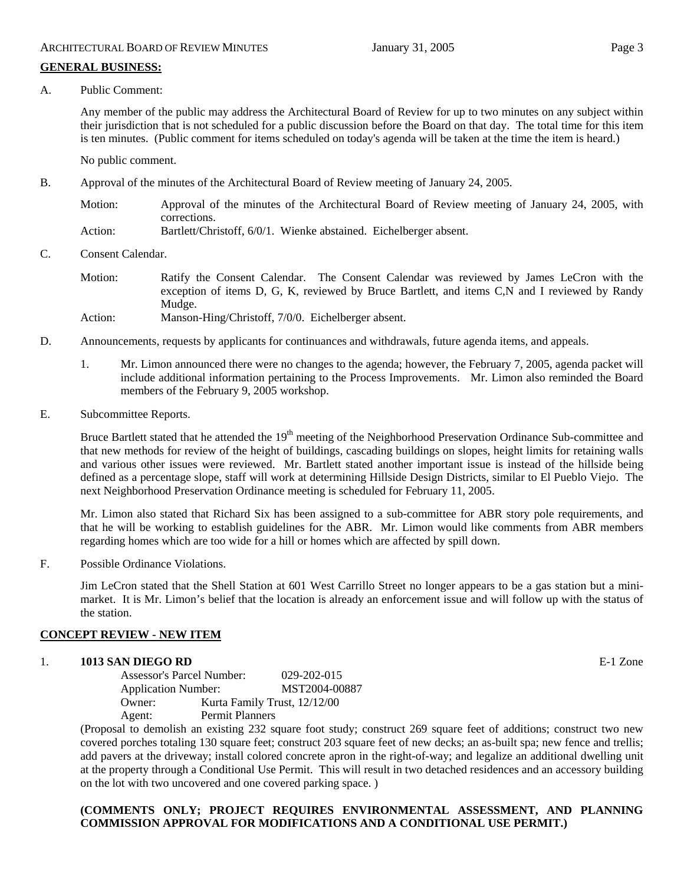**GENERAL BUSINESS:**

A. Public Comment:

Any member of the public may address the Architectural Board of Review for up to two minutes on any subject within their jurisdiction that is not scheduled for a public discussion before the Board on that day. The total time for this item is ten minutes. (Public comment for items scheduled on today's agenda will be taken at the time the item is heard.)

No public comment.

B. Approval of the minutes of the Architectural Board of Review meeting of January 24, 2005.

Motion: Approval of the minutes of the Architectural Board of Review meeting of January 24, 2005, with corrections.
Action: Bartlett/Christoff, 6/0/1. Wienke abstained. Eichelberger absent.

C. Consent Calendar.

Motion: Ratify the Consent Calendar. The Consent Calendar was reviewed by James LeCron with the exception of items D, G, K, reviewed by Bruce Bartlett, and items C,N and I reviewed by Randy Mudge.
Action: Manson-Hing/Christoff, 7/0/0. Eichelberger absent.

D. Announcements, requests by applicants for continuances and withdrawals, future agenda items, and appeals.

1. Mr. Limon announced there were no changes to the agenda; however, the February 7, 2005, agenda packet will include additional information pertaining to the Process Improvements. Mr. Limon also reminded the Board members of the February 9, 2005 workshop.

E. Subcommittee Reports.

Bruce Bartlett stated that he attended the 19th meeting of the Neighborhood Preservation Ordinance Sub-committee and that new methods for review of the height of buildings, cascading buildings on slopes, height limits for retaining walls and various other issues were reviewed. Mr. Bartlett stated another important issue is instead of the hillside being defined as a percentage slope, staff will work at determining Hillside Design Districts, similar to El Pueblo Viejo. The next Neighborhood Preservation Ordinance meeting is scheduled for February 11, 2005.

Mr. Limon also stated that Richard Six has been assigned to a sub-committee for ABR story pole requirements, and that he will be working to establish guidelines for the ABR. Mr. Limon would like comments from ABR members regarding homes which are too wide for a hill or homes which are affected by spill down.

F. Possible Ordinance Violations.

Jim LeCron stated that the Shell Station at 601 West Carrillo Street no longer appears to be a gas station but a mini-market. It is Mr. Limon's belief that the location is already an enforcement issue and will follow up with the status of the station.

**CONCEPT REVIEW - NEW ITEM**

1. **1013 SAN DIEGO RD** E-1 Zone

Assessor's Parcel Number: 029-202-015
Application Number: MST2004-00887
Owner: Kurta Family Trust, 12/12/00
Agent: Permit Planners

(Proposal to demolish an existing 232 square foot study; construct 269 square feet of additions; construct two new covered porches totaling 130 square feet; construct 203 square feet of new decks; an as-built spa; new fence and trellis; add pavers at the driveway; install colored concrete apron in the right-of-way; and legalize an additional dwelling unit at the property through a Conditional Use Permit. This will result in two detached residences and an accessory building on the lot with two uncovered and one covered parking space. )

**(COMMENTS ONLY; PROJECT REQUIRES ENVIRONMENTAL ASSESSMENT, AND PLANNING COMMISSION APPROVAL FOR MODIFICATIONS AND A CONDITIONAL USE PERMIT.)**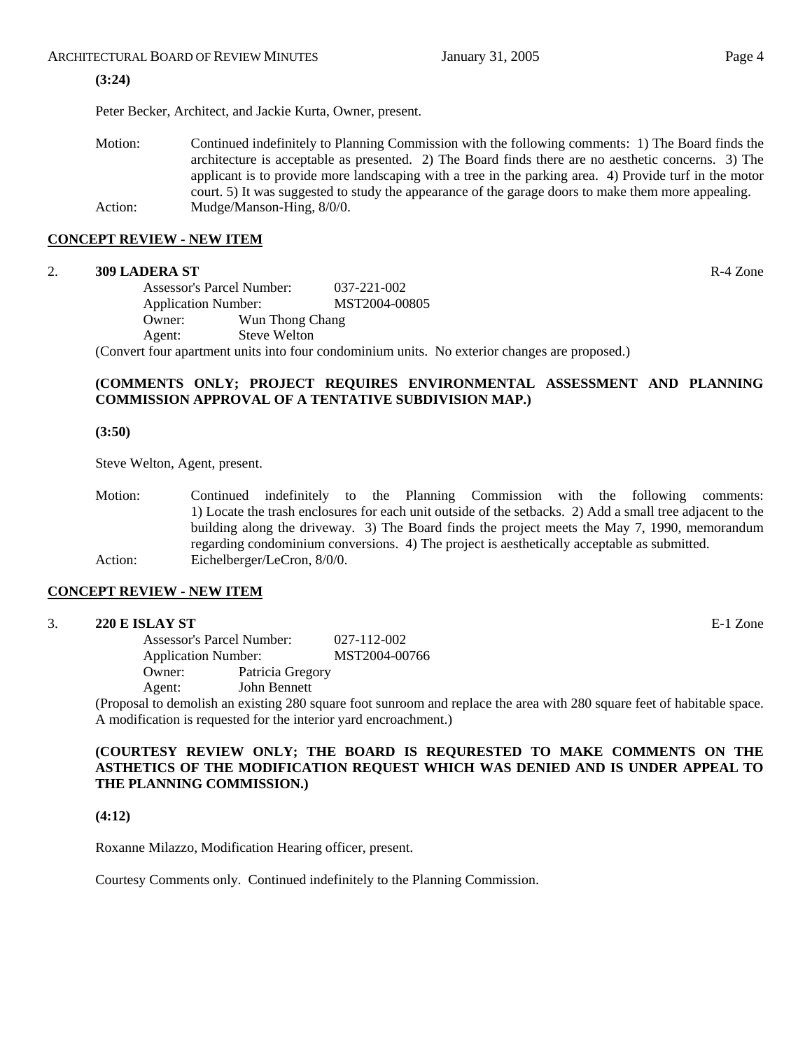**(3:24)**

Peter Becker, Architect, and Jackie Kurta, Owner, present.

Motion: Continued indefinitely to Planning Commission with the following comments: 1) The Board finds the architecture is acceptable as presented. 2) The Board finds there are no aesthetic concerns. 3) The applicant is to provide more landscaping with a tree in the parking area. 4) Provide turf in the motor court. 5) It was suggested to study the appearance of the garage doors to make them more appealing.

Action: Mudge/Manson-Hing, 8/0/0.

**CONCEPT REVIEW - NEW ITEM**

2. **309 LADERA ST** R-4 Zone

Assessor's Parcel Number: 037-221-002
Application Number: MST2004-00805
Owner: Wun Thong Chang
Agent: Steve Welton

(Convert four apartment units into four condominium units. No exterior changes are proposed.)

**(COMMENTS ONLY; PROJECT REQUIRES ENVIRONMENTAL ASSESSMENT AND PLANNING COMMISSION APPROVAL OF A TENTATIVE SUBDIVISION MAP.)**

**(3:50)**

Steve Welton, Agent, present.

Motion: Continued indefinitely to the Planning Commission with the following comments: 1) Locate the trash enclosures for each unit outside of the setbacks. 2) Add a small tree adjacent to the building along the driveway. 3) The Board finds the project meets the May 7, 1990, memorandum regarding condominium conversions. 4) The project is aesthetically acceptable as submitted.

Action: Eichelberger/LeCron, 8/0/0.

**CONCEPT REVIEW - NEW ITEM**

3. **220 E ISLAY ST** E-1 Zone

Assessor's Parcel Number: 027-112-002
Application Number: MST2004-00766
Owner: Patricia Gregory
Agent: John Bennett

(Proposal to demolish an existing 280 square foot sunroom and replace the area with 280 square feet of habitable space. A modification is requested for the interior yard encroachment.)

**(COURTESY REVIEW ONLY; THE BOARD IS REQURESTED TO MAKE COMMENTS ON THE ASTHETICS OF THE MODIFICATION REQUEST WHICH WAS DENIED AND IS UNDER APPEAL TO THE PLANNING COMMISSION.)**

**(4:12)**

Roxanne Milazzo, Modification Hearing officer, present.

Courtesy Comments only. Continued indefinitely to the Planning Commission.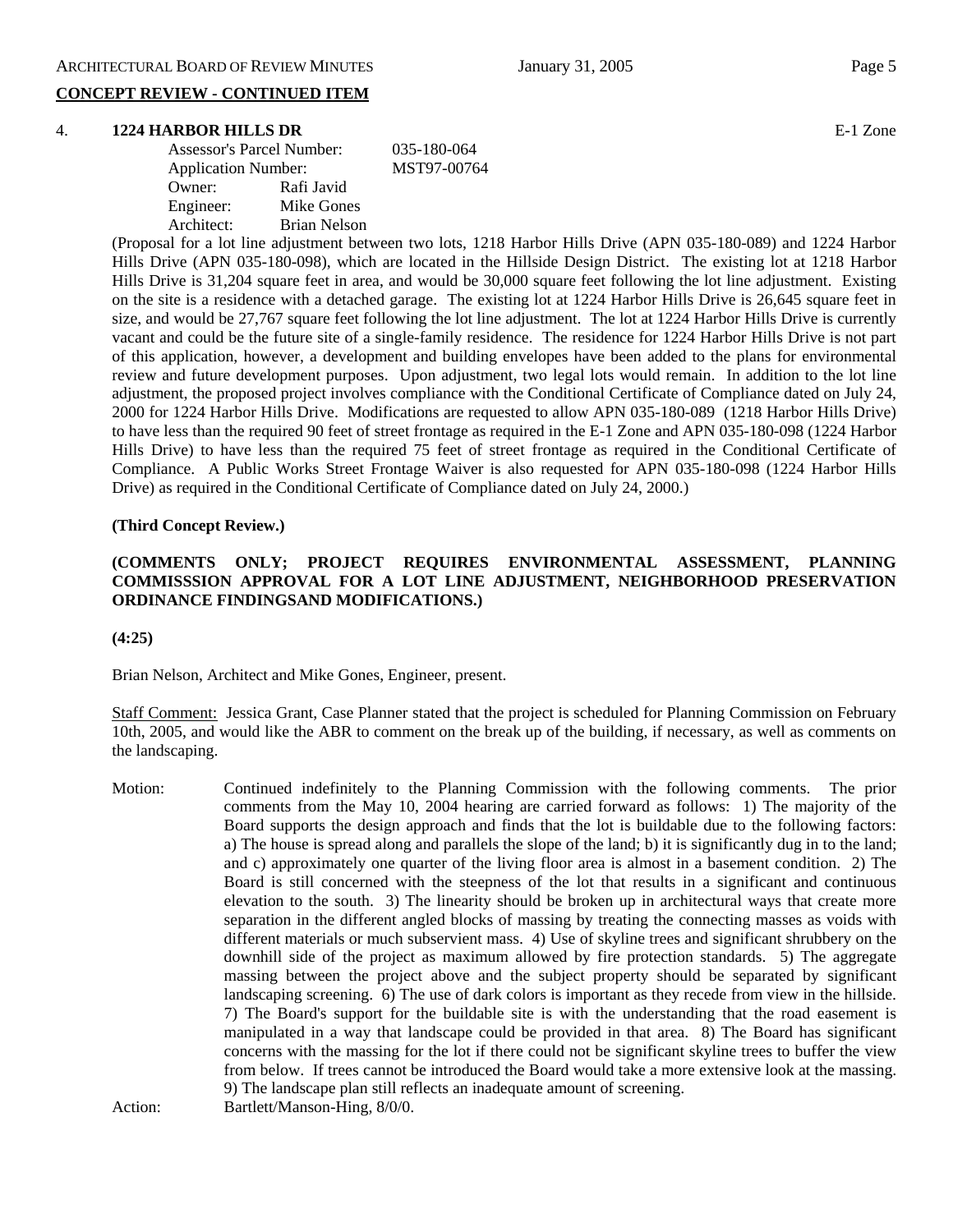## CONCEPT REVIEW - CONTINUED ITEM

### 4. 1224 HARBOR HILLS DR

E-1 Zone

| | |
|---|---|
| Assessor's Parcel Number: | 035-180-064 |
| Application Number: | MST97-00764 |
| Owner: | Rafi Javid |
| Engineer: | Mike Gones |
| Architect: | Brian Nelson |

(Proposal for a lot line adjustment between two lots, 1218 Harbor Hills Drive (APN 035-180-089) and 1224 Harbor Hills Drive (APN 035-180-098), which are located in the Hillside Design District. The existing lot at 1218 Harbor Hills Drive is 31,204 square feet in area, and would be 30,000 square feet following the lot line adjustment. Existing on the site is a residence with a detached garage. The existing lot at 1224 Harbor Hills Drive is 26,645 square feet in size, and would be 27,767 square feet following the lot line adjustment. The lot at 1224 Harbor Hills Drive is currently vacant and could be the future site of a single-family residence. The residence for 1224 Harbor Hills Drive is not part of this application, however, a development and building envelopes have been added to the plans for environmental review and future development purposes. Upon adjustment, two legal lots would remain. In addition to the lot line adjustment, the proposed project involves compliance with the Conditional Certificate of Compliance dated on July 24, 2000 for 1224 Harbor Hills Drive. Modifications are requested to allow APN 035-180-089 (1218 Harbor Hills Drive) to have less than the required 90 feet of street frontage as required in the E-1 Zone and APN 035-180-098 (1224 Harbor Hills Drive) to have less than the required 75 feet of street frontage as required in the Conditional Certificate of Compliance. A Public Works Street Frontage Waiver is also requested for APN 035-180-098 (1224 Harbor Hills Drive) as required in the Conditional Certificate of Compliance dated on July 24, 2000.)

**(Third Concept Review.)**

**(COMMENTS ONLY; PROJECT REQUIRES ENVIRONMENTAL ASSESSMENT, PLANNING COMMISSSION APPROVAL FOR A LOT LINE ADJUSTMENT, NEIGHBORHOOD PRESERVATION ORDINANCE FINDINGSAND MODIFICATIONS.)**

**(4:25)**

Brian Nelson, Architect and Mike Gones, Engineer, present.

Staff Comment: Jessica Grant, Case Planner stated that the project is scheduled for Planning Commission on February 10th, 2005, and would like the ABR to comment on the break up of the building, if necessary, as well as comments on the landscaping.

Motion: Continued indefinitely to the Planning Commission with the following comments. The prior comments from the May 10, 2004 hearing are carried forward as follows: 1) The majority of the Board supports the design approach and finds that the lot is buildable due to the following factors: a) The house is spread along and parallels the slope of the land; b) it is significantly dug in to the land; and c) approximately one quarter of the living floor area is almost in a basement condition. 2) The Board is still concerned with the steepness of the lot that results in a significant and continuous elevation to the south. 3) The linearity should be broken up in architectural ways that create more separation in the different angled blocks of massing by treating the connecting masses as voids with different materials or much subservient mass. 4) Use of skyline trees and significant shrubbery on the downhill side of the project as maximum allowed by fire protection standards. 5) The aggregate massing between the project above and the subject property should be separated by significant landscaping screening. 6) The use of dark colors is important as they recede from view in the hillside. 7) The Board's support for the buildable site is with the understanding that the road easement is manipulated in a way that landscape could be provided in that area. 8) The Board has significant concerns with the massing for the lot if there could not be significant skyline trees to buffer the view from below. If trees cannot be introduced the Board would take a more extensive look at the massing. 9) The landscape plan still reflects an inadequate amount of screening.

Action: Bartlett/Manson-Hing, 8/0/0.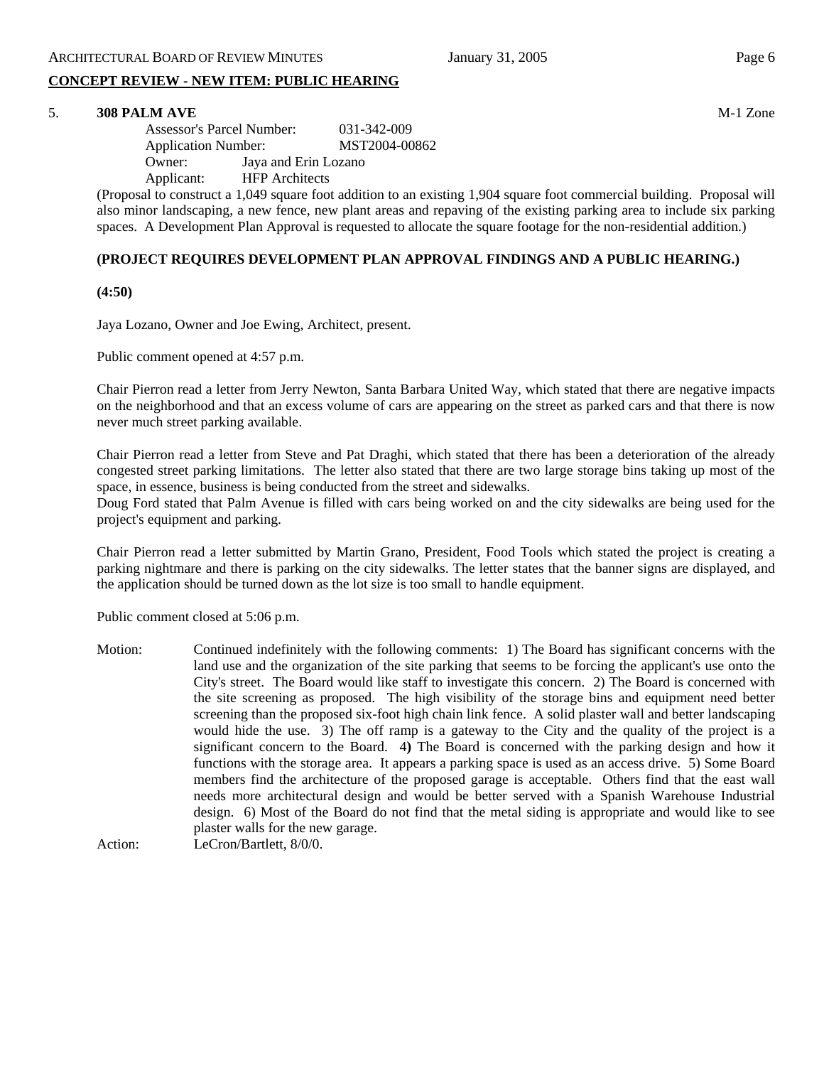**CONCEPT REVIEW - NEW ITEM: PUBLIC HEARING**

5. **308 PALM AVE** M-1 Zone

Assessor's Parcel Number: 031-342-009
Application Number: MST2004-00862
Owner: Jaya and Erin Lozano
Applicant: HFP Architects

(Proposal to construct a 1,049 square foot addition to an existing 1,904 square foot commercial building. Proposal will also minor landscaping, a new fence, new plant areas and repaving of the existing parking area to include six parking spaces. A Development Plan Approval is requested to allocate the square footage for the non-residential addition.)

**(PROJECT REQUIRES DEVELOPMENT PLAN APPROVAL FINDINGS AND A PUBLIC HEARING.)**

**(4:50)**

Jaya Lozano, Owner and Joe Ewing, Architect, present.

Public comment opened at 4:57 p.m.

Chair Pierron read a letter from Jerry Newton, Santa Barbara United Way, which stated that there are negative impacts on the neighborhood and that an excess volume of cars are appearing on the street as parked cars and that there is now never much street parking available.

Chair Pierron read a letter from Steve and Pat Draghi, which stated that there has been a deterioration of the already congested street parking limitations. The letter also stated that there are two large storage bins taking up most of the space, in essence, business is being conducted from the street and sidewalks.
Doug Ford stated that Palm Avenue is filled with cars being worked on and the city sidewalks are being used for the project's equipment and parking.

Chair Pierron read a letter submitted by Martin Grano, President, Food Tools which stated the project is creating a parking nightmare and there is parking on the city sidewalks. The letter states that the banner signs are displayed, and the application should be turned down as the lot size is too small to handle equipment.

Public comment closed at 5:06 p.m.

Motion: Continued indefinitely with the following comments: 1) The Board has significant concerns with the land use and the organization of the site parking that seems to be forcing the applicant's use onto the City's street. The Board would like staff to investigate this concern. 2) The Board is concerned with the site screening as proposed. The high visibility of the storage bins and equipment need better screening than the proposed six-foot high chain link fence. A solid plaster wall and better landscaping would hide the use. 3) The off ramp is a gateway to the City and the quality of the project is a significant concern to the Board. 4**)** The Board is concerned with the parking design and how it functions with the storage area. It appears a parking space is used as an access drive. 5) Some Board members find the architecture of the proposed garage is acceptable. Others find that the east wall needs more architectural design and would be better served with a Spanish Warehouse Industrial design. 6) Most of the Board do not find that the metal siding is appropriate and would like to see plaster walls for the new garage.

Action: LeCron/Bartlett, 8/0/0.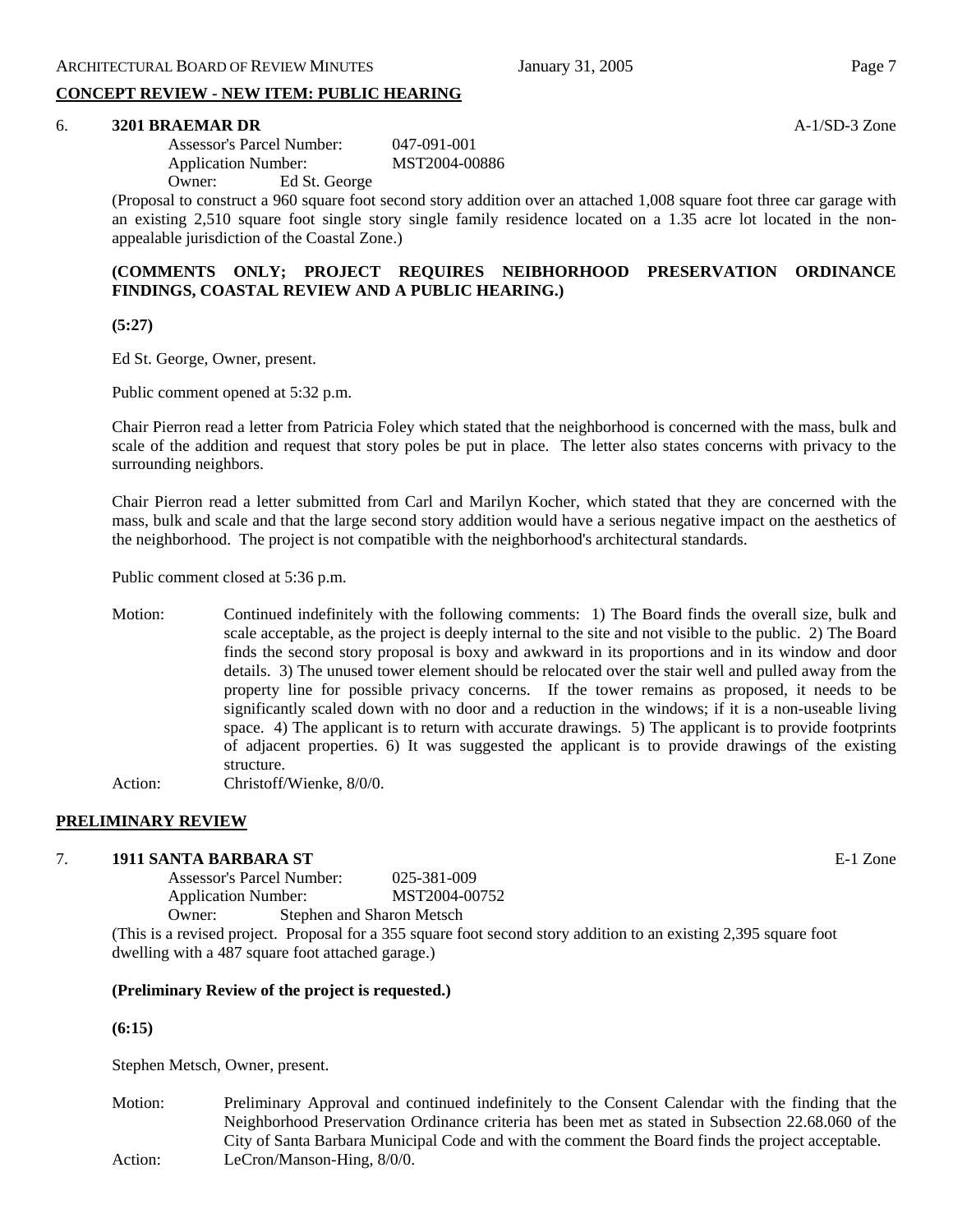## CONCEPT REVIEW - NEW ITEM: PUBLIC HEARING

6. **3201 BRAEMAR DR** A-1/SD-3 Zone

Assessor's Parcel Number: 047-091-001
Application Number: MST2004-00886
Owner: Ed St. George

(Proposal to construct a 960 square foot second story addition over an attached 1,008 square foot three car garage with an existing 2,510 square foot single story single family residence located on a 1.35 acre lot located in the non-appealable jurisdiction of the Coastal Zone.)

**(COMMENTS ONLY; PROJECT REQUIRES NEIBHORHOOD PRESERVATION ORDINANCE FINDINGS, COASTAL REVIEW AND A PUBLIC HEARING.)**

**(5:27)**

Ed St. George, Owner, present.

Public comment opened at 5:32 p.m.

Chair Pierron read a letter from Patricia Foley which stated that the neighborhood is concerned with the mass, bulk and scale of the addition and request that story poles be put in place. The letter also states concerns with privacy to the surrounding neighbors.

Chair Pierron read a letter submitted from Carl and Marilyn Kocher, which stated that they are concerned with the mass, bulk and scale and that the large second story addition would have a serious negative impact on the aesthetics of the neighborhood. The project is not compatible with the neighborhood's architectural standards.

Public comment closed at 5:36 p.m.

Motion: Continued indefinitely with the following comments: 1) The Board finds the overall size, bulk and scale acceptable, as the project is deeply internal to the site and not visible to the public. 2) The Board finds the second story proposal is boxy and awkward in its proportions and in its window and door details. 3) The unused tower element should be relocated over the stair well and pulled away from the property line for possible privacy concerns. If the tower remains as proposed, it needs to be significantly scaled down with no door and a reduction in the windows; if it is a non-useable living space. 4) The applicant is to return with accurate drawings. 5) The applicant is to provide footprints of adjacent properties. 6) It was suggested the applicant is to provide drawings of the existing structure.

Action: Christoff/Wienke, 8/0/0.

## PRELIMINARY REVIEW

7. **1911 SANTA BARBARA ST** E-1 Zone

Assessor's Parcel Number: 025-381-009
Application Number: MST2004-00752
Owner: Stephen and Sharon Metsch

(This is a revised project. Proposal for a 355 square foot second story addition to an existing 2,395 square foot dwelling with a 487 square foot attached garage.)

**(Preliminary Review of the project is requested.)**

**(6:15)**

Stephen Metsch, Owner, present.

Motion: Preliminary Approval and continued indefinitely to the Consent Calendar with the finding that the Neighborhood Preservation Ordinance criteria has been met as stated in Subsection 22.68.060 of the City of Santa Barbara Municipal Code and with the comment the Board finds the project acceptable.

Action: LeCron/Manson-Hing, 8/0/0.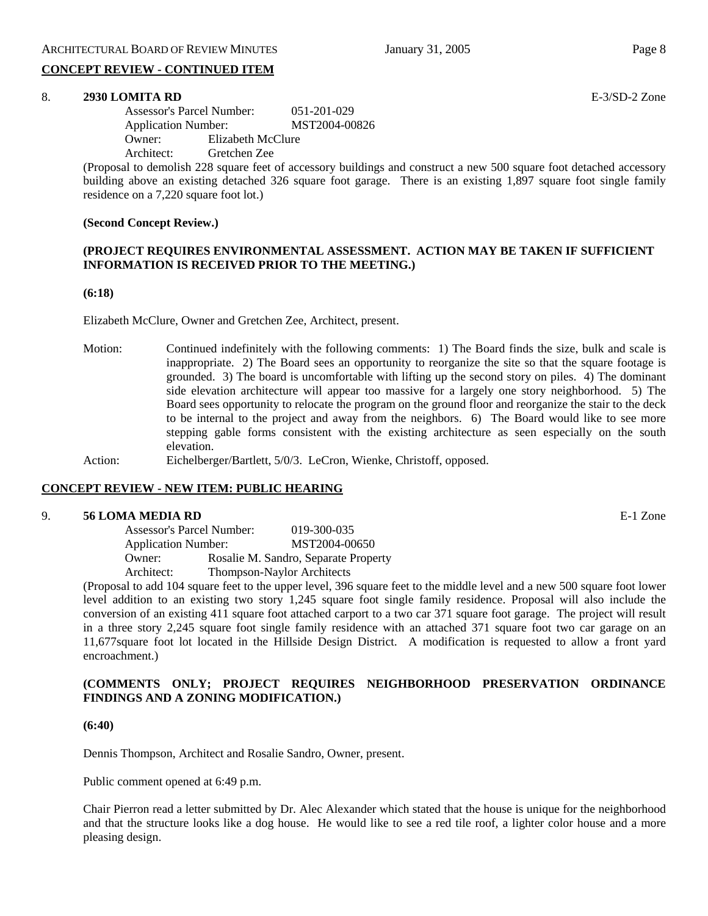**CONCEPT REVIEW - CONTINUED ITEM**

8. **2930 LOMITA RD** E-3/SD-2 Zone

Assessor's Parcel Number: 051-201-029
Application Number: MST2004-00826
Owner: Elizabeth McClure
Architect: Gretchen Zee

(Proposal to demolish 228 square feet of accessory buildings and construct a new 500 square foot detached accessory building above an existing detached 326 square foot garage. There is an existing 1,897 square foot single family residence on a 7,220 square foot lot.)

**(Second Concept Review.)**

**(PROJECT REQUIRES ENVIRONMENTAL ASSESSMENT. ACTION MAY BE TAKEN IF SUFFICIENT INFORMATION IS RECEIVED PRIOR TO THE MEETING.)**

**(6:18)**

Elizabeth McClure, Owner and Gretchen Zee, Architect, present.

Motion: Continued indefinitely with the following comments: 1) The Board finds the size, bulk and scale is inappropriate. 2) The Board sees an opportunity to reorganize the site so that the square footage is grounded. 3) The board is uncomfortable with lifting up the second story on piles. 4) The dominant side elevation architecture will appear too massive for a largely one story neighborhood. 5) The Board sees opportunity to relocate the program on the ground floor and reorganize the stair to the deck to be internal to the project and away from the neighbors. 6) The Board would like to see more stepping gable forms consistent with the existing architecture as seen especially on the south elevation.

Action: Eichelberger/Bartlett, 5/0/3. LeCron, Wienke, Christoff, opposed.

**CONCEPT REVIEW - NEW ITEM: PUBLIC HEARING**

9. **56 LOMA MEDIA RD** E-1 Zone

Assessor's Parcel Number: 019-300-035
Application Number: MST2004-00650
Owner: Rosalie M. Sandro, Separate Property
Architect: Thompson-Naylor Architects

(Proposal to add 104 square feet to the upper level, 396 square feet to the middle level and a new 500 square foot lower level addition to an existing two story 1,245 square foot single family residence. Proposal will also include the conversion of an existing 411 square foot attached carport to a two car 371 square foot garage. The project will result in a three story 2,245 square foot single family residence with an attached 371 square foot two car garage on an 11,677square foot lot located in the Hillside Design District. A modification is requested to allow a front yard encroachment.)

**(COMMENTS ONLY; PROJECT REQUIRES NEIGHBORHOOD PRESERVATION ORDINANCE FINDINGS AND A ZONING MODIFICATION.)**

**(6:40)**

Dennis Thompson, Architect and Rosalie Sandro, Owner, present.

Public comment opened at 6:49 p.m.

Chair Pierron read a letter submitted by Dr. Alec Alexander which stated that the house is unique for the neighborhood and that the structure looks like a dog house. He would like to see a red tile roof, a lighter color house and a more pleasing design.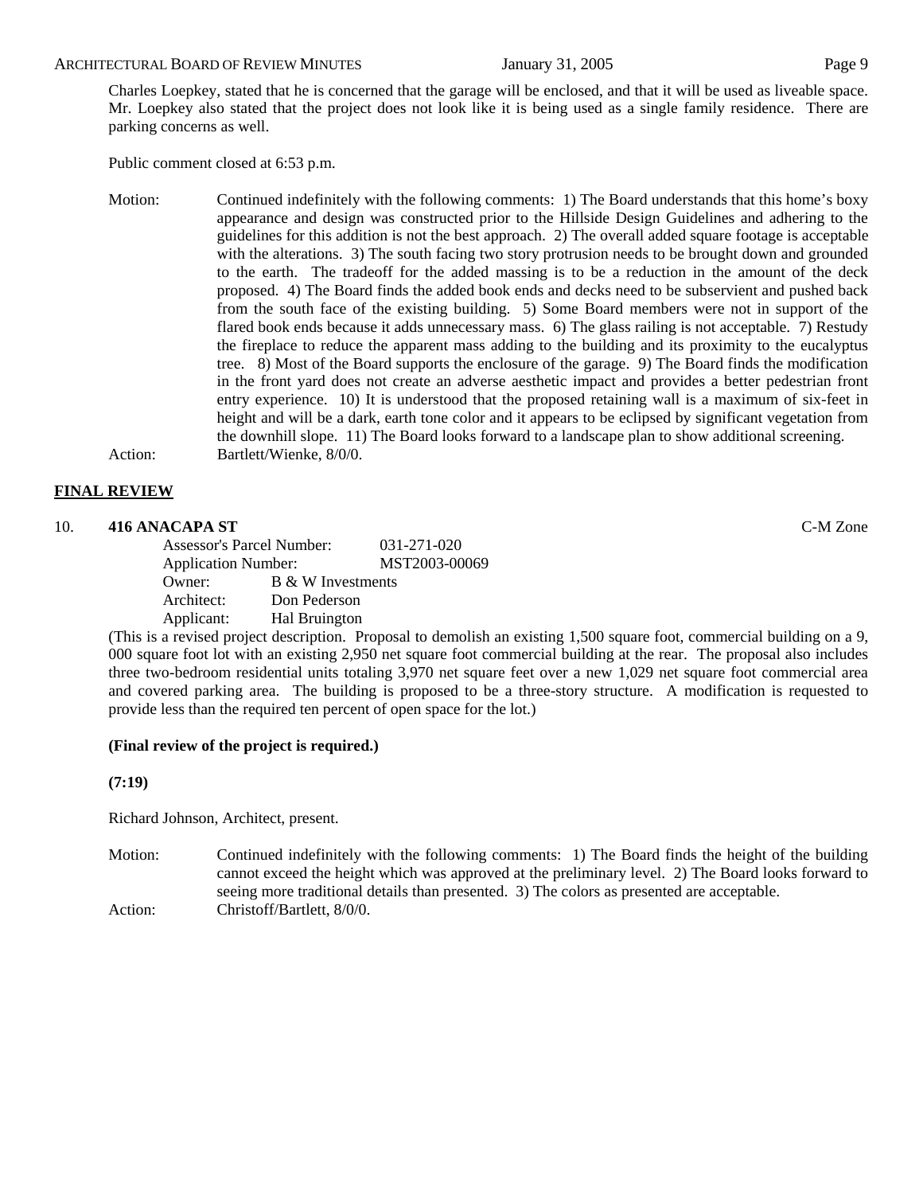Charles Loepkey, stated that he is concerned that the garage will be enclosed, and that it will be used as liveable space. Mr. Loepkey also stated that the project does not look like it is being used as a single family residence. There are parking concerns as well.

Public comment closed at 6:53 p.m.

Motion: Continued indefinitely with the following comments: 1) The Board understands that this home's boxy appearance and design was constructed prior to the Hillside Design Guidelines and adhering to the guidelines for this addition is not the best approach. 2) The overall added square footage is acceptable with the alterations. 3) The south facing two story protrusion needs to be brought down and grounded to the earth. The tradeoff for the added massing is to be a reduction in the amount of the deck proposed. 4) The Board finds the added book ends and decks need to be subservient and pushed back from the south face of the existing building. 5) Some Board members were not in support of the flared book ends because it adds unnecessary mass. 6) The glass railing is not acceptable. 7) Restudy the fireplace to reduce the apparent mass adding to the building and its proximity to the eucalyptus tree. 8) Most of the Board supports the enclosure of the garage. 9) The Board finds the modification in the front yard does not create an adverse aesthetic impact and provides a better pedestrian front entry experience. 10) It is understood that the proposed retaining wall is a maximum of six-feet in height and will be a dark, earth tone color and it appears to be eclipsed by significant vegetation from the downhill slope. 11) The Board looks forward to a landscape plan to show additional screening.

Action: Bartlett/Wienke, 8/0/0.

## FINAL REVIEW

### 10. 416 ANACAPA ST — C-M Zone

Assessor's Parcel Number: 031-271-020
Application Number: MST2003-00069
Owner: B & W Investments
Architect: Don Pederson
Applicant: Hal Bruington

(This is a revised project description. Proposal to demolish an existing 1,500 square foot, commercial building on a 9, 000 square foot lot with an existing 2,950 net square foot commercial building at the rear. The proposal also includes three two-bedroom residential units totaling 3,970 net square feet over a new 1,029 net square foot commercial area and covered parking area. The building is proposed to be a three-story structure. A modification is requested to provide less than the required ten percent of open space for the lot.)

**(Final review of the project is required.)**

**(7:19)**

Richard Johnson, Architect, present.

Motion: Continued indefinitely with the following comments: 1) The Board finds the height of the building cannot exceed the height which was approved at the preliminary level. 2) The Board looks forward to seeing more traditional details than presented. 3) The colors as presented are acceptable.

Action: Christoff/Bartlett, 8/0/0.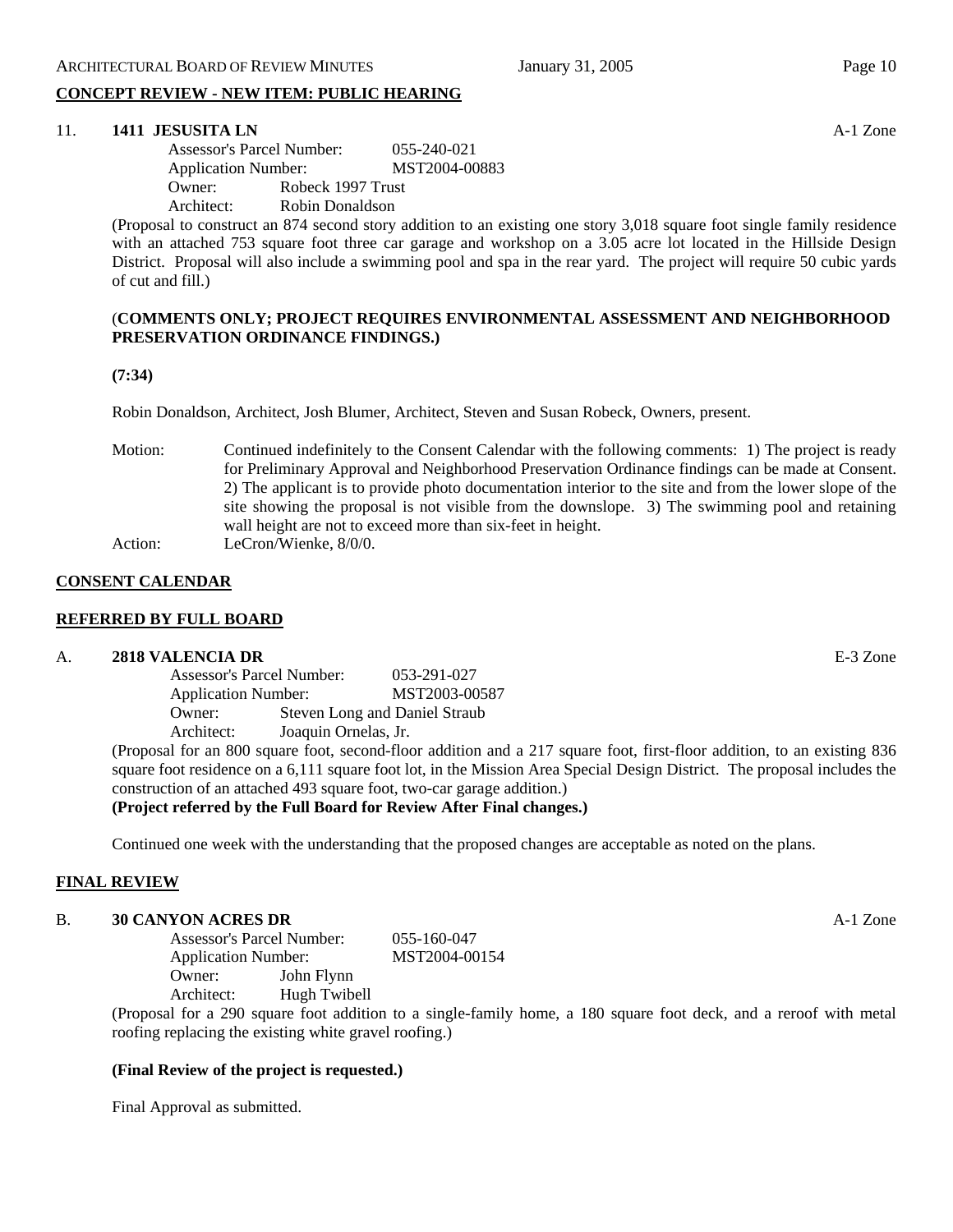## CONCEPT REVIEW - NEW ITEM: PUBLIC HEARING

11. **1411 JESUSITA LN** A-1 Zone

Assessor's Parcel Number: 055-240-021
Application Number: MST2004-00883
Owner: Robeck 1997 Trust
Architect: Robin Donaldson

(Proposal to construct an 874 second story addition to an existing one story 3,018 square foot single family residence with an attached 753 square foot three car garage and workshop on a 3.05 acre lot located in the Hillside Design District. Proposal will also include a swimming pool and spa in the rear yard. The project will require 50 cubic yards of cut and fill.)

(**COMMENTS ONLY; PROJECT REQUIRES ENVIRONMENTAL ASSESSMENT AND NEIGHBORHOOD PRESERVATION ORDINANCE FINDINGS.)**

**(7:34)**

Robin Donaldson, Architect, Josh Blumer, Architect, Steven and Susan Robeck, Owners, present.

Motion: Continued indefinitely to the Consent Calendar with the following comments: 1) The project is ready for Preliminary Approval and Neighborhood Preservation Ordinance findings can be made at Consent. 2) The applicant is to provide photo documentation interior to the site and from the lower slope of the site showing the proposal is not visible from the downslope. 3) The swimming pool and retaining wall height are not to exceed more than six-feet in height.

Action: LeCron/Wienke, 8/0/0.

## CONSENT CALENDAR

## REFERRED BY FULL BOARD

A. **2818 VALENCIA DR** E-3 Zone

Assessor's Parcel Number: 053-291-027
Application Number: MST2003-00587
Owner: Steven Long and Daniel Straub
Architect: Joaquin Ornelas, Jr.

(Proposal for an 800 square foot, second-floor addition and a 217 square foot, first-floor addition, to an existing 836 square foot residence on a 6,111 square foot lot, in the Mission Area Special Design District. The proposal includes the construction of an attached 493 square foot, two-car garage addition.)
**(Project referred by the Full Board for Review After Final changes.)**

Continued one week with the understanding that the proposed changes are acceptable as noted on the plans.

## FINAL REVIEW

B. **30 CANYON ACRES DR** A-1 Zone

Assessor's Parcel Number: 055-160-047
Application Number: MST2004-00154
Owner: John Flynn
Architect: Hugh Twibell

(Proposal for a 290 square foot addition to a single-family home, a 180 square foot deck, and a reroof with metal roofing replacing the existing white gravel roofing.)

**(Final Review of the project is requested.)**

Final Approval as submitted.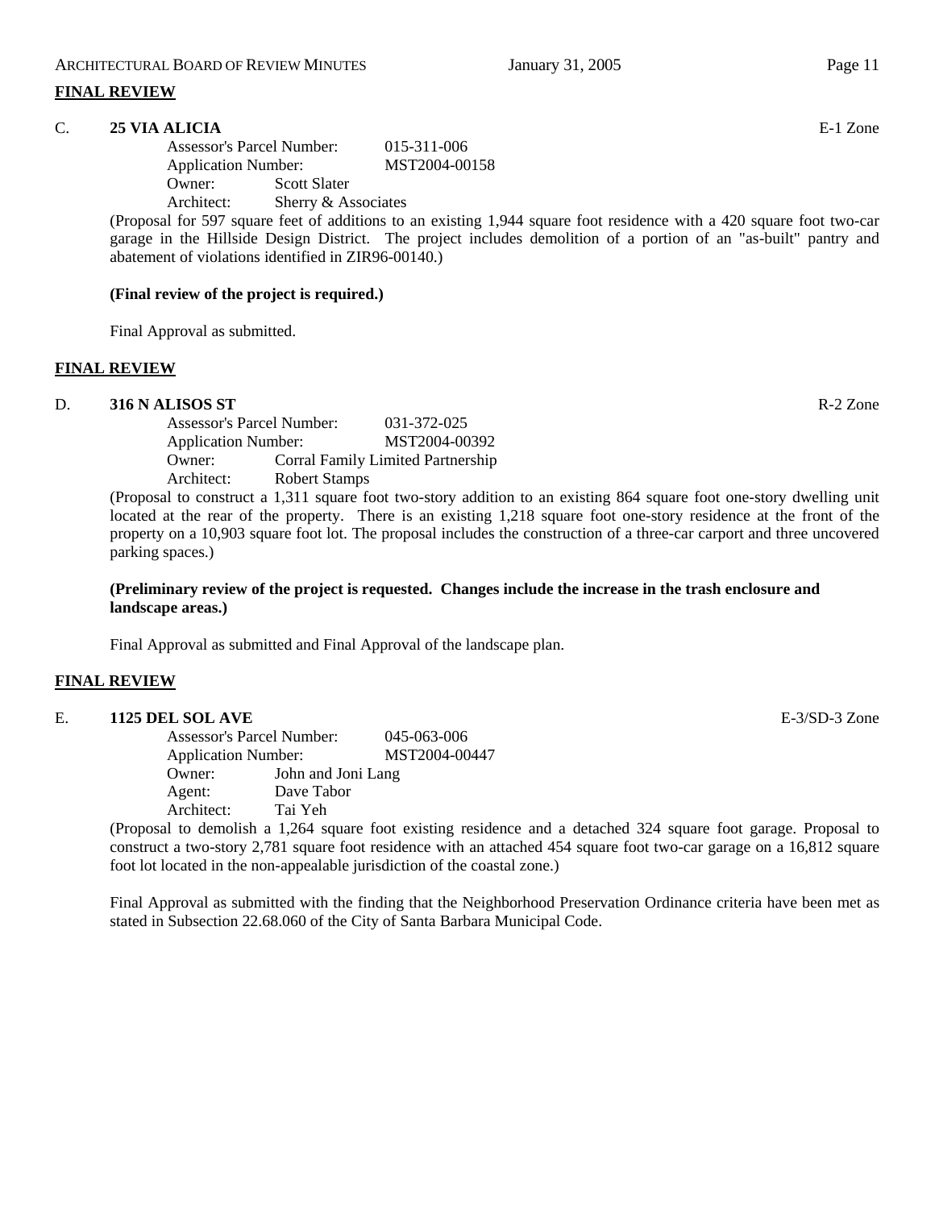## FINAL REVIEW

**C. 25 VIA ALICIA** E-1 Zone

Assessor's Parcel Number: 015-311-006
Application Number: MST2004-00158
Owner: Scott Slater
Architect: Sherry & Associates

(Proposal for 597 square feet of additions to an existing 1,944 square foot residence with a 420 square foot two-car garage in the Hillside Design District. The project includes demolition of a portion of an "as-built" pantry and abatement of violations identified in ZIR96-00140.)

**(Final review of the project is required.)**

Final Approval as submitted.

## FINAL REVIEW

**D. 316 N ALISOS ST** R-2 Zone

Assessor's Parcel Number: 031-372-025
Application Number: MST2004-00392
Owner: Corral Family Limited Partnership
Architect: Robert Stamps

(Proposal to construct a 1,311 square foot two-story addition to an existing 864 square foot one-story dwelling unit located at the rear of the property. There is an existing 1,218 square foot one-story residence at the front of the property on a 10,903 square foot lot. The proposal includes the construction of a three-car carport and three uncovered parking spaces.)

**(Preliminary review of the project is requested. Changes include the increase in the trash enclosure and landscape areas.)**

Final Approval as submitted and Final Approval of the landscape plan.

## FINAL REVIEW

**E. 1125 DEL SOL AVE** E-3/SD-3 Zone

Assessor's Parcel Number: 045-063-006
Application Number: MST2004-00447
Owner: John and Joni Lang
Agent: Dave Tabor
Architect: Tai Yeh

(Proposal to demolish a 1,264 square foot existing residence and a detached 324 square foot garage. Proposal to construct a two-story 2,781 square foot residence with an attached 454 square foot two-car garage on a 16,812 square foot lot located in the non-appealable jurisdiction of the coastal zone.)

Final Approval as submitted with the finding that the Neighborhood Preservation Ordinance criteria have been met as stated in Subsection 22.68.060 of the City of Santa Barbara Municipal Code.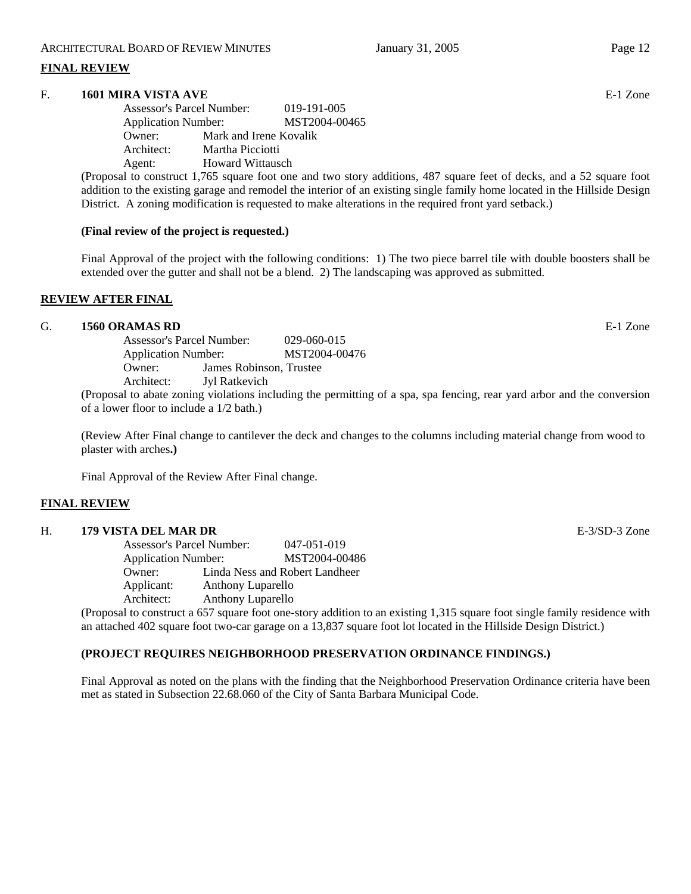## FINAL REVIEW

**F. 1601 MIRA VISTA AVE** E-1 Zone

Assessor's Parcel Number: 019-191-005
Application Number: MST2004-00465
Owner: Mark and Irene Kovalik
Architect: Martha Picciotti
Agent: Howard Wittausch

(Proposal to construct 1,765 square foot one and two story additions, 487 square feet of decks, and a 52 square foot addition to the existing garage and remodel the interior of an existing single family home located in the Hillside Design District. A zoning modification is requested to make alterations in the required front yard setback.)

**(Final review of the project is requested.)**

Final Approval of the project with the following conditions: 1) The two piece barrel tile with double boosters shall be extended over the gutter and shall not be a blend. 2) The landscaping was approved as submitted.

## REVIEW AFTER FINAL

**G. 1560 ORAMAS RD** E-1 Zone

Assessor's Parcel Number: 029-060-015
Application Number: MST2004-00476
Owner: James Robinson, Trustee
Architect: Jyl Ratkevich

(Proposal to abate zoning violations including the permitting of a spa, spa fencing, rear yard arbor and the conversion of a lower floor to include a 1/2 bath.)

(Review After Final change to cantilever the deck and changes to the columns including material change from wood to plaster with arches**.)**

Final Approval of the Review After Final change.

## FINAL REVIEW

**H. 179 VISTA DEL MAR DR** E-3/SD-3 Zone

Assessor's Parcel Number: 047-051-019
Application Number: MST2004-00486
Owner: Linda Ness and Robert Landheer
Applicant: Anthony Luparello
Architect: Anthony Luparello

(Proposal to construct a 657 square foot one-story addition to an existing 1,315 square foot single family residence with an attached 402 square foot two-car garage on a 13,837 square foot lot located in the Hillside Design District.)

**(PROJECT REQUIRES NEIGHBORHOOD PRESERVATION ORDINANCE FINDINGS.)**

Final Approval as noted on the plans with the finding that the Neighborhood Preservation Ordinance criteria have been met as stated in Subsection 22.68.060 of the City of Santa Barbara Municipal Code.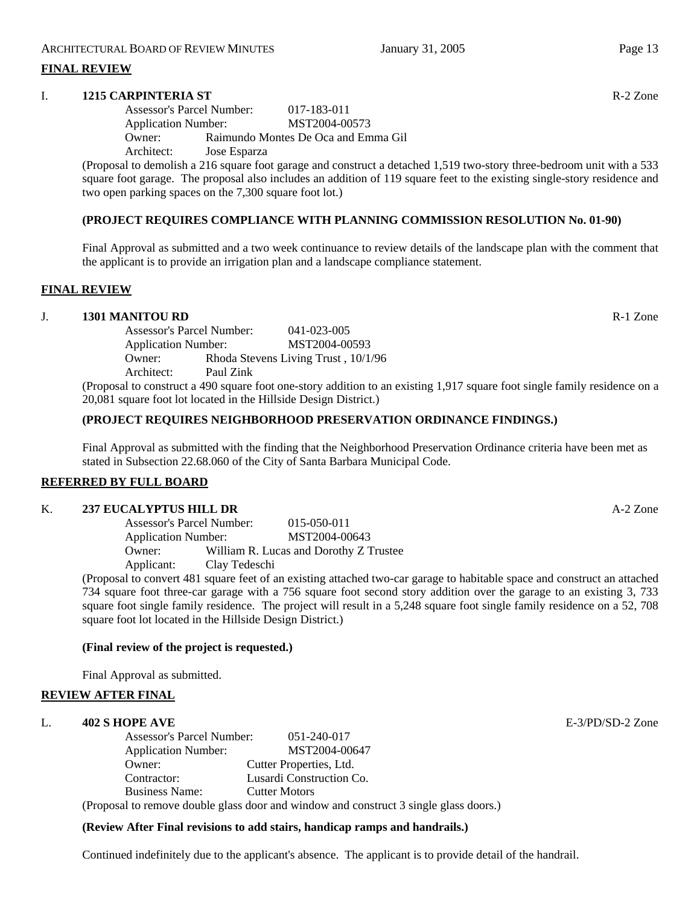## FINAL REVIEW

### I. 1215 CARPINTERIA ST — R-2 Zone

Assessor's Parcel Number: 017-183-011
Application Number: MST2004-00573
Owner: Raimundo Montes De Oca and Emma Gil
Architect: Jose Esparza

(Proposal to demolish a 216 square foot garage and construct a detached 1,519 two-story three-bedroom unit with a 533 square foot garage. The proposal also includes an addition of 119 square feet to the existing single-story residence and two open parking spaces on the 7,300 square foot lot.)

**(PROJECT REQUIRES COMPLIANCE WITH PLANNING COMMISSION RESOLUTION No. 01-90)**

Final Approval as submitted and a two week continuance to review details of the landscape plan with the comment that the applicant is to provide an irrigation plan and a landscape compliance statement.

## FINAL REVIEW

### J. 1301 MANITOU RD — R-1 Zone

Assessor's Parcel Number: 041-023-005
Application Number: MST2004-00593
Owner: Rhoda Stevens Living Trust , 10/1/96
Architect: Paul Zink

(Proposal to construct a 490 square foot one-story addition to an existing 1,917 square foot single family residence on a 20,081 square foot lot located in the Hillside Design District.)

**(PROJECT REQUIRES NEIGHBORHOOD PRESERVATION ORDINANCE FINDINGS.)**

Final Approval as submitted with the finding that the Neighborhood Preservation Ordinance criteria have been met as stated in Subsection 22.68.060 of the City of Santa Barbara Municipal Code.

## REFERRED BY FULL BOARD

### K. 237 EUCALYPTUS HILL DR — A-2 Zone

Assessor's Parcel Number: 015-050-011
Application Number: MST2004-00643
Owner: William R. Lucas and Dorothy Z Trustee
Applicant: Clay Tedeschi

(Proposal to convert 481 square feet of an existing attached two-car garage to habitable space and construct an attached 734 square foot three-car garage with a 756 square foot second story addition over the garage to an existing 3, 733 square foot single family residence. The project will result in a 5,248 square foot single family residence on a 52, 708 square foot lot located in the Hillside Design District.)

**(Final review of the project is requested.)**

Final Approval as submitted.

## REVIEW AFTER FINAL

### L. 402 S HOPE AVE — E-3/PD/SD-2 Zone

Assessor's Parcel Number: 051-240-017
Application Number: MST2004-00647
Owner: Cutter Properties, Ltd.
Contractor: Lusardi Construction Co.
Business Name: Cutter Motors

(Proposal to remove double glass door and window and construct 3 single glass doors.)

**(Review After Final revisions to add stairs, handicap ramps and handrails.)**

Continued indefinitely due to the applicant's absence. The applicant is to provide detail of the handrail.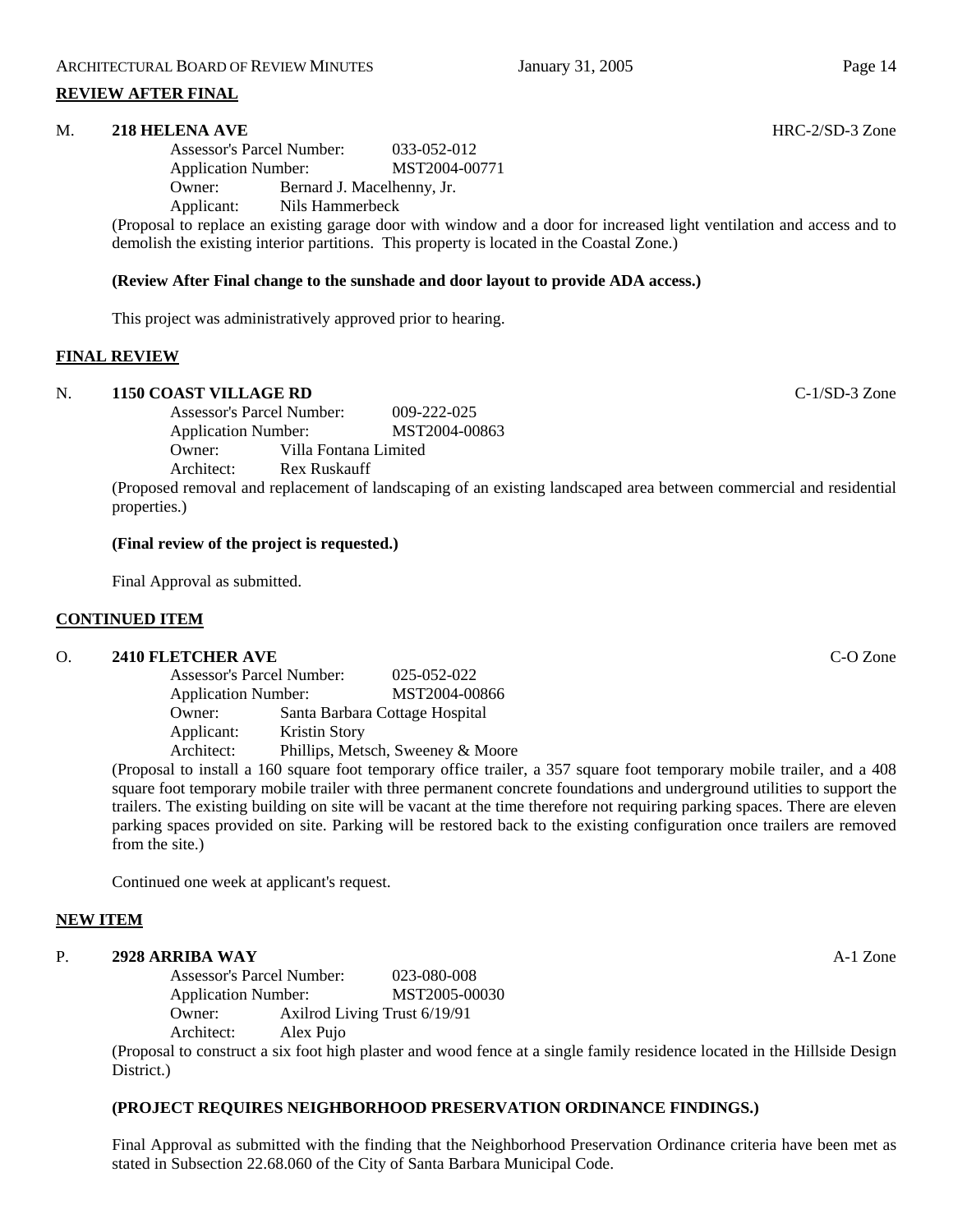## REVIEW AFTER FINAL

M. **218 HELENA AVE** HRC-2/SD-3 Zone

Assessor's Parcel Number: 033-052-012
Application Number: MST2004-00771
Owner: Bernard J. Macelhenny, Jr.
Applicant: Nils Hammerbeck

(Proposal to replace an existing garage door with window and a door for increased light ventilation and access and to demolish the existing interior partitions. This property is located in the Coastal Zone.)

**(Review After Final change to the sunshade and door layout to provide ADA access.)**

This project was administratively approved prior to hearing.

## FINAL REVIEW

N. **1150 COAST VILLAGE RD** C-1/SD-3 Zone

Assessor's Parcel Number: 009-222-025
Application Number: MST2004-00863
Owner: Villa Fontana Limited
Architect: Rex Ruskauff

(Proposed removal and replacement of landscaping of an existing landscaped area between commercial and residential properties.)

**(Final review of the project is requested.)**

Final Approval as submitted.

## CONTINUED ITEM

O. **2410 FLETCHER AVE** C-O Zone

Assessor's Parcel Number: 025-052-022
Application Number: MST2004-00866
Owner: Santa Barbara Cottage Hospital
Applicant: Kristin Story
Architect: Phillips, Metsch, Sweeney & Moore

(Proposal to install a 160 square foot temporary office trailer, a 357 square foot temporary mobile trailer, and a 408 square foot temporary mobile trailer with three permanent concrete foundations and underground utilities to support the trailers. The existing building on site will be vacant at the time therefore not requiring parking spaces. There are eleven parking spaces provided on site. Parking will be restored back to the existing configuration once trailers are removed from the site.)

Continued one week at applicant's request.

## NEW ITEM

P. **2928 ARRIBA WAY** A-1 Zone

Assessor's Parcel Number: 023-080-008
Application Number: MST2005-00030
Owner: Axilrod Living Trust 6/19/91
Architect: Alex Pujo

(Proposal to construct a six foot high plaster and wood fence at a single family residence located in the Hillside Design District.)

**(PROJECT REQUIRES NEIGHBORHOOD PRESERVATION ORDINANCE FINDINGS.)**

Final Approval as submitted with the finding that the Neighborhood Preservation Ordinance criteria have been met as stated in Subsection 22.68.060 of the City of Santa Barbara Municipal Code.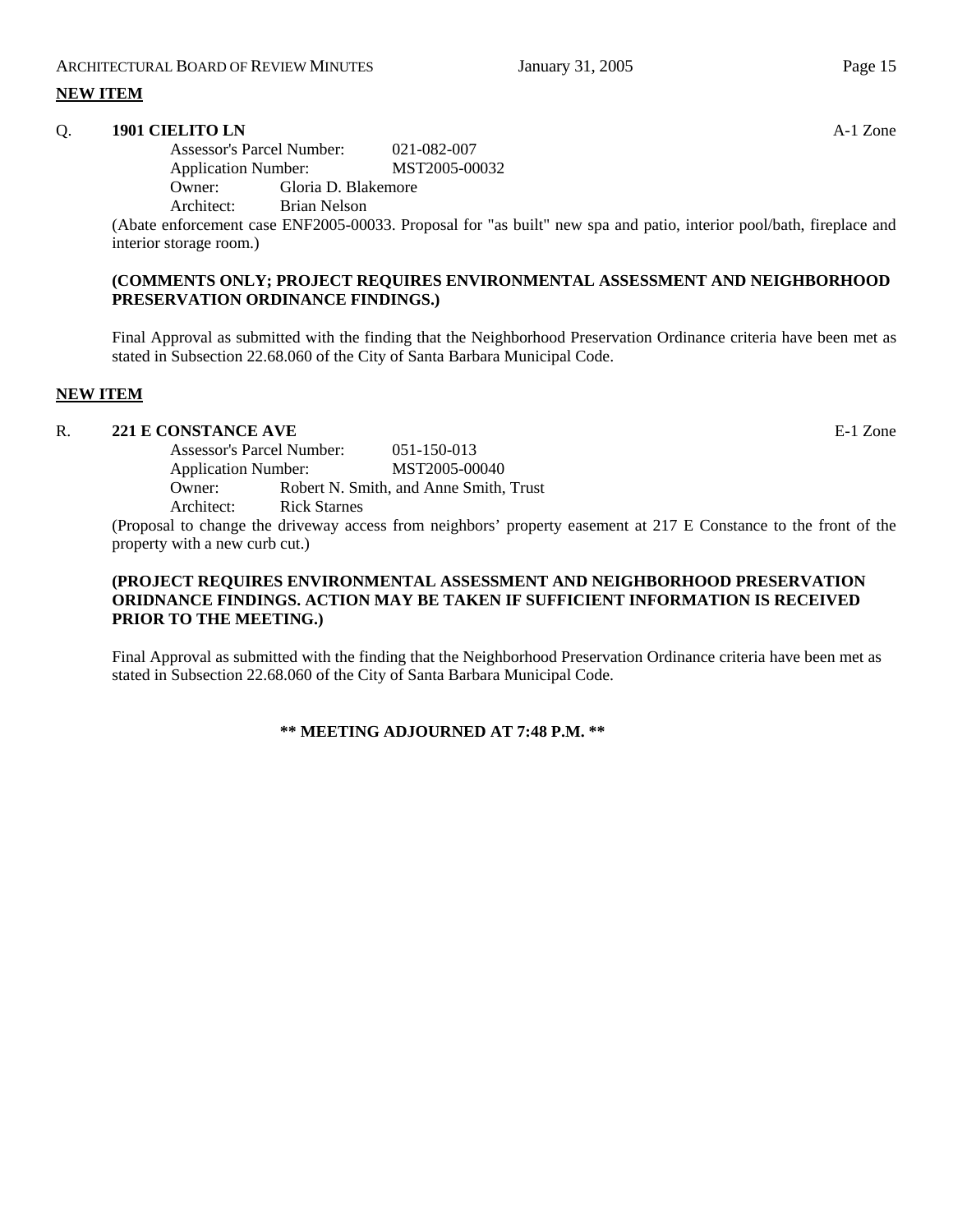**NEW ITEM**

Q. **1901 CIELITO LN** A-1 Zone

Assessor's Parcel Number: 021-082-007
Application Number: MST2005-00032
Owner: Gloria D. Blakemore
Architect: Brian Nelson

(Abate enforcement case ENF2005-00033. Proposal for "as built" new spa and patio, interior pool/bath, fireplace and interior storage room.)

**(COMMENTS ONLY; PROJECT REQUIRES ENVIRONMENTAL ASSESSMENT AND NEIGHBORHOOD PRESERVATION ORDINANCE FINDINGS.)**

Final Approval as submitted with the finding that the Neighborhood Preservation Ordinance criteria have been met as stated in Subsection 22.68.060 of the City of Santa Barbara Municipal Code.

**NEW ITEM**

R. **221 E CONSTANCE AVE** E-1 Zone

Assessor's Parcel Number: 051-150-013
Application Number: MST2005-00040
Owner: Robert N. Smith, and Anne Smith, Trust
Architect: Rick Starnes

(Proposal to change the driveway access from neighbors' property easement at 217 E Constance to the front of the property with a new curb cut.)

**(PROJECT REQUIRES ENVIRONMENTAL ASSESSMENT AND NEIGHBORHOOD PRESERVATION ORIDNANCE FINDINGS. ACTION MAY BE TAKEN IF SUFFICIENT INFORMATION IS RECEIVED PRIOR TO THE MEETING.)**

Final Approval as submitted with the finding that the Neighborhood Preservation Ordinance criteria have been met as stated in Subsection 22.68.060 of the City of Santa Barbara Municipal Code.

**\*\* MEETING ADJOURNED AT 7:48 P.M. \*\***